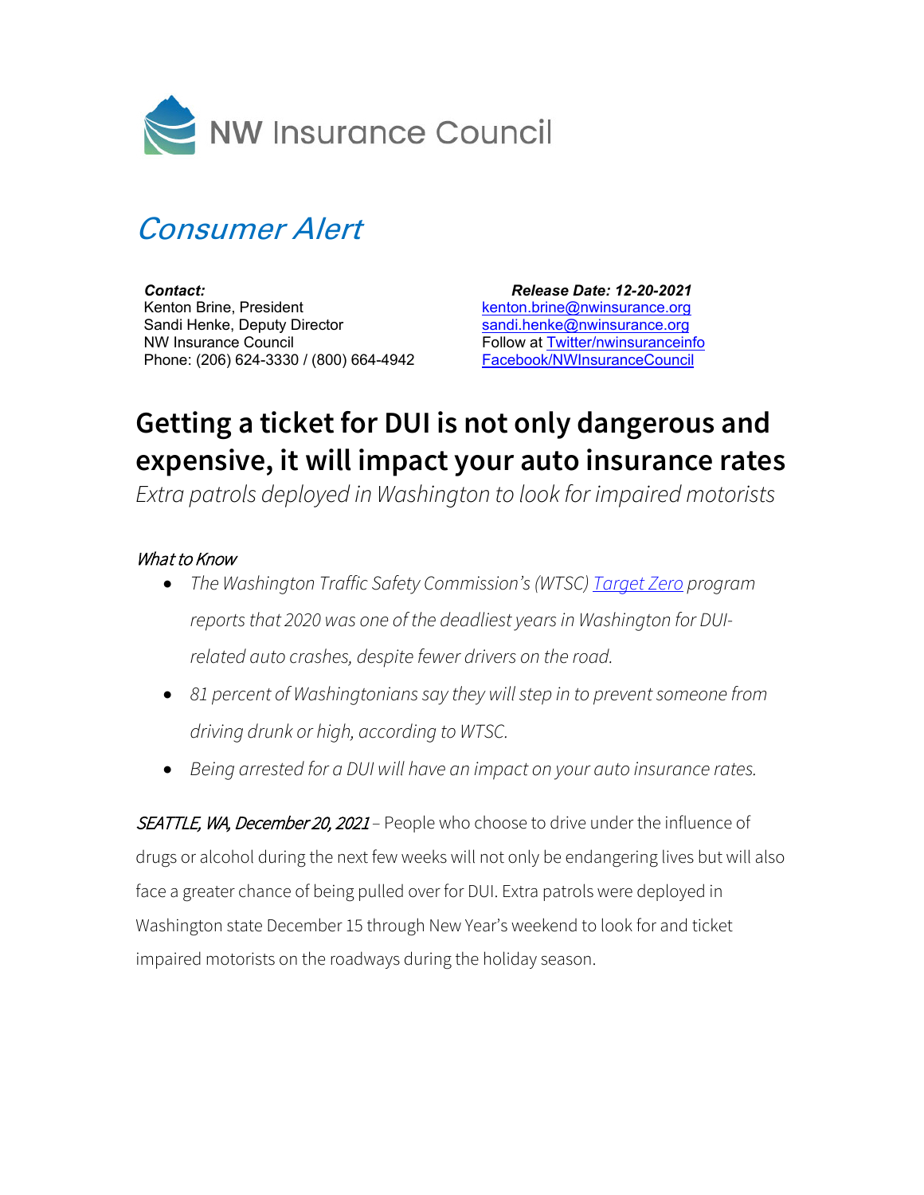NW Insurance Council

*Consumer Alert*

***Contact:***
Kenton Brine, President
Sandi Henke, Deputy Director
NW Insurance Council
Phone: (206) 624-3330 / (800) 664-4942

***Release Date: 12-20-2021***
kenton.brine@nwinsurance.org
sandi.henke@nwinsurance.org
Follow at Twitter/nwinsuranceinfo
Facebook/NWInsuranceCouncil

# Getting a ticket for DUI is not only dangerous and expensive, it will impact your auto insurance rates

*Extra patrols deployed in Washington to look for impaired motorists*

*What to Know*

- *The Washington Traffic Safety Commission's (WTSC) Target Zero program reports that 2020 was one of the deadliest years in Washington for DUI-related auto crashes, despite fewer drivers on the road.*
- *81 percent of Washingtonians say they will step in to prevent someone from driving drunk or high, according to WTSC.*
- *Being arrested for a DUI will have an impact on your auto insurance rates.*

*SEATTLE, WA, December 20, 2021* – People who choose to drive under the influence of drugs or alcohol during the next few weeks will not only be endangering lives but will also face a greater chance of being pulled over for DUI. Extra patrols were deployed in Washington state December 15 through New Year's weekend to look for and ticket impaired motorists on the roadways during the holiday season.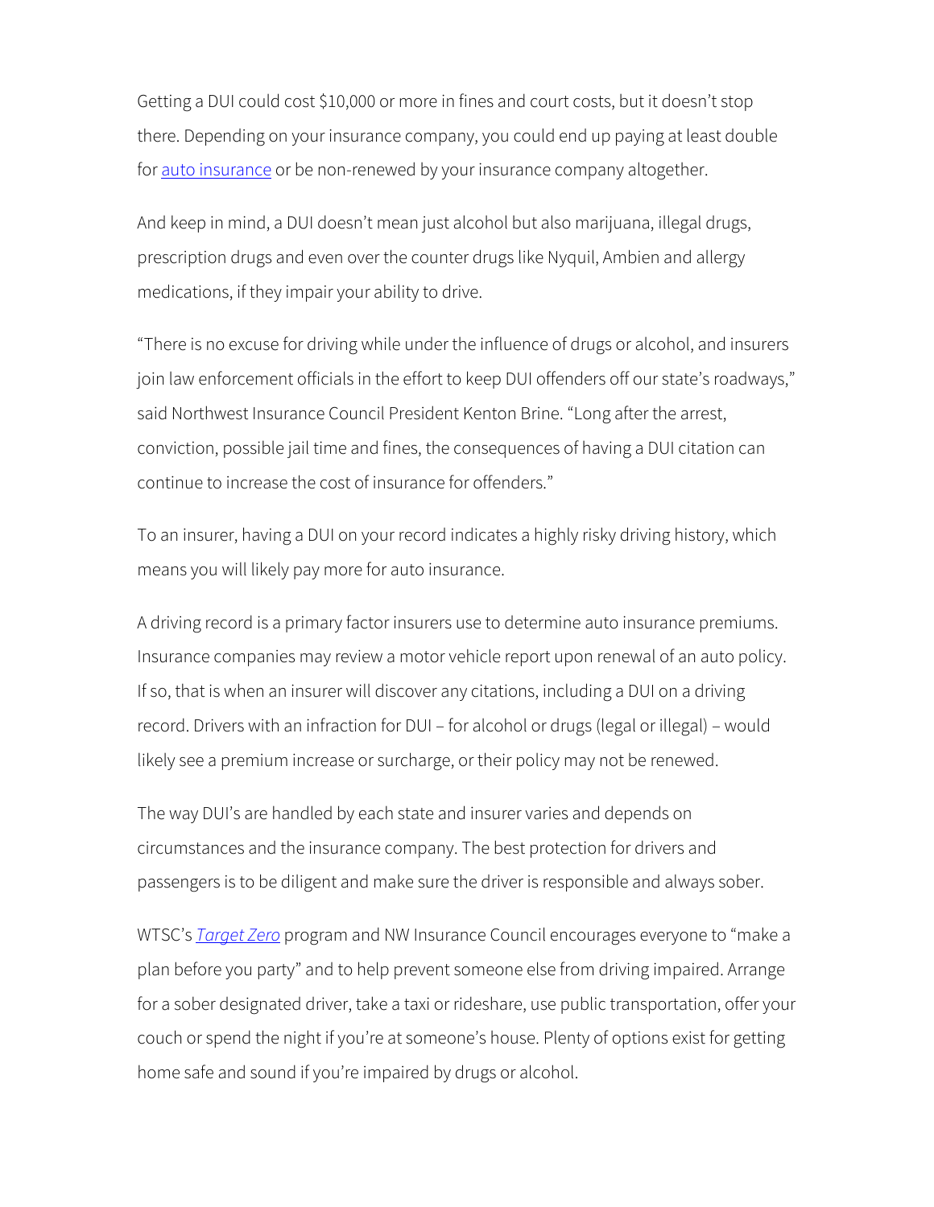Getting a DUI could cost $10,000 or more in fines and court costs, but it doesn't stop there. Depending on your insurance company, you could end up paying at least double for auto insurance or be non-renewed by your insurance company altogether.

And keep in mind, a DUI doesn't mean just alcohol but also marijuana, illegal drugs, prescription drugs and even over the counter drugs like Nyquil, Ambien and allergy medications, if they impair your ability to drive.

"There is no excuse for driving while under the influence of drugs or alcohol, and insurers join law enforcement officials in the effort to keep DUI offenders off our state's roadways," said Northwest Insurance Council President Kenton Brine. "Long after the arrest, conviction, possible jail time and fines, the consequences of having a DUI citation can continue to increase the cost of insurance for offenders."

To an insurer, having a DUI on your record indicates a highly risky driving history, which means you will likely pay more for auto insurance.

A driving record is a primary factor insurers use to determine auto insurance premiums. Insurance companies may review a motor vehicle report upon renewal of an auto policy. If so, that is when an insurer will discover any citations, including a DUI on a driving record. Drivers with an infraction for DUI – for alcohol or drugs (legal or illegal) – would likely see a premium increase or surcharge, or their policy may not be renewed.

The way DUI's are handled by each state and insurer varies and depends on circumstances and the insurance company. The best protection for drivers and passengers is to be diligent and make sure the driver is responsible and always sober.

WTSC's *Target Zero* program and NW Insurance Council encourages everyone to "make a plan before you party" and to help prevent someone else from driving impaired. Arrange for a sober designated driver, take a taxi or rideshare, use public transportation, offer your couch or spend the night if you're at someone's house. Plenty of options exist for getting home safe and sound if you're impaired by drugs or alcohol.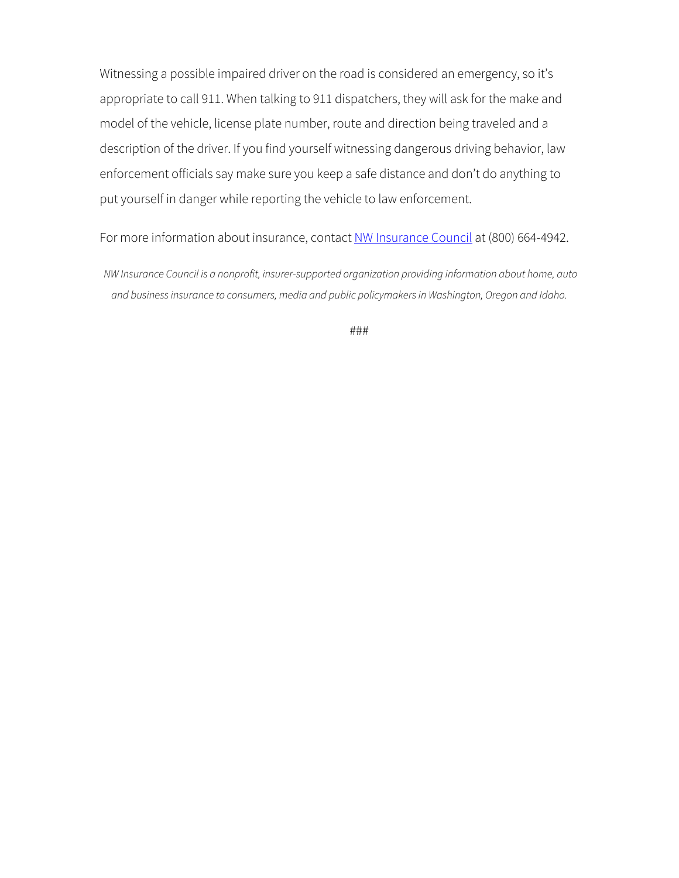Witnessing a possible impaired driver on the road is considered an emergency, so it's appropriate to call 911. When talking to 911 dispatchers, they will ask for the make and model of the vehicle, license plate number, route and direction being traveled and a description of the driver. If you find yourself witnessing dangerous driving behavior, law enforcement officials say make sure you keep a safe distance and don't do anything to put yourself in danger while reporting the vehicle to law enforcement.

For more information about insurance, contact NW Insurance Council at (800) 664-4942.

*NW Insurance Council is a nonprofit, insurer-supported organization providing information about home, auto and business insurance to consumers, media and public policymakers in Washington, Oregon and Idaho.*

###